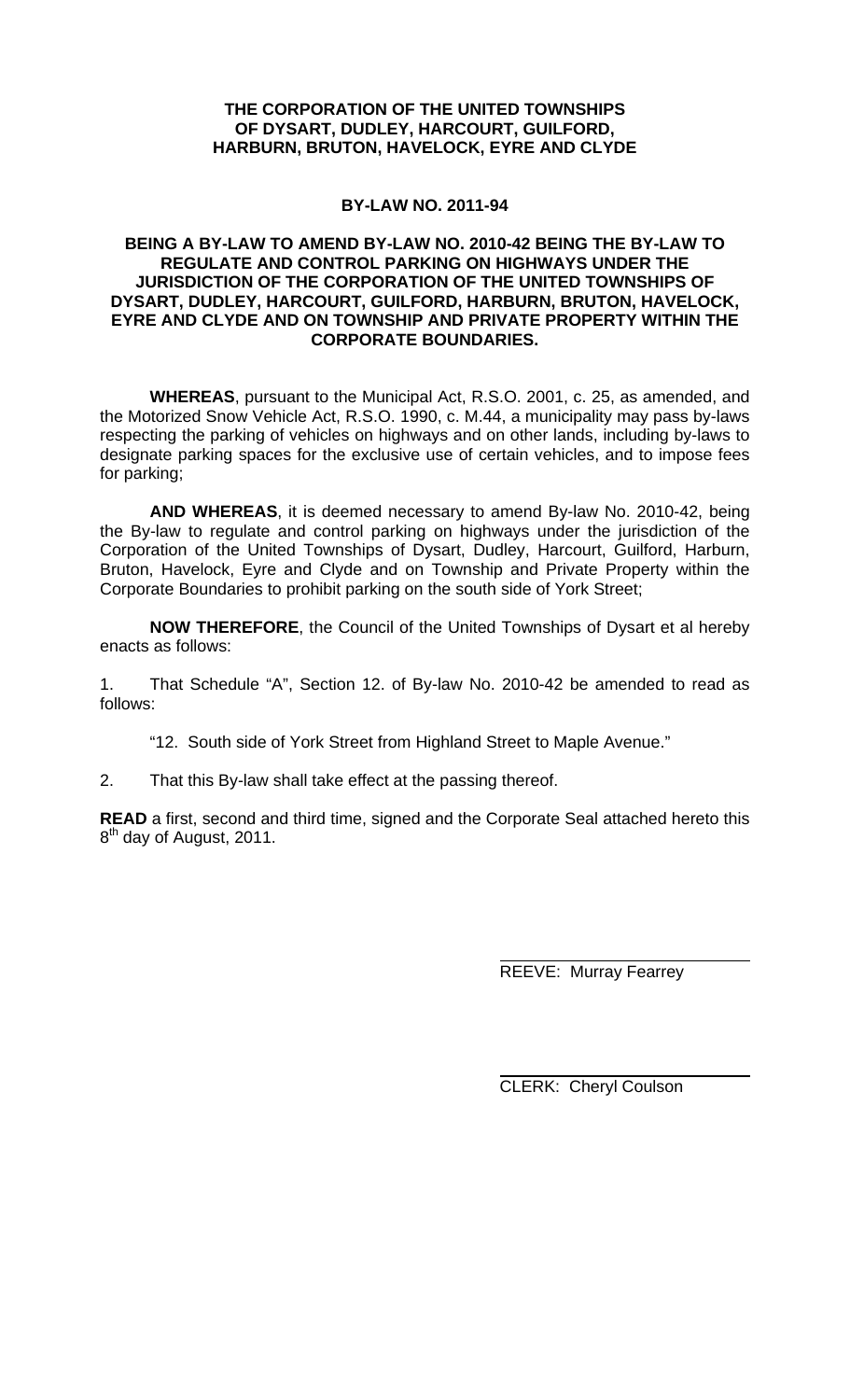**THE CORPORATION OF THE UNITED TOWNSHIPS OF DYSART, DUDLEY, HARCOURT, GUILFORD, HARBURN, BRUTON, HAVELOCK, EYRE AND CLYDE**

**BY-LAW NO. 2011-94**

**BEING A BY-LAW TO AMEND BY-LAW NO. 2010-42 BEING THE BY-LAW TO REGULATE AND CONTROL PARKING ON HIGHWAYS UNDER THE JURISDICTION OF THE CORPORATION OF THE UNITED TOWNSHIPS OF DYSART, DUDLEY, HARCOURT, GUILFORD, HARBURN, BRUTON, HAVELOCK, EYRE AND CLYDE AND ON TOWNSHIP AND PRIVATE PROPERTY WITHIN THE CORPORATE BOUNDARIES.**

**WHEREAS**, pursuant to the Municipal Act, R.S.O. 2001, c. 25, as amended, and the Motorized Snow Vehicle Act, R.S.O. 1990, c. M.44, a municipality may pass by-laws respecting the parking of vehicles on highways and on other lands, including by-laws to designate parking spaces for the exclusive use of certain vehicles, and to impose fees for parking;

**AND WHEREAS**, it is deemed necessary to amend By-law No. 2010-42, being the By-law to regulate and control parking on highways under the jurisdiction of the Corporation of the United Townships of Dysart, Dudley, Harcourt, Guilford, Harburn, Bruton, Havelock, Eyre and Clyde and on Township and Private Property within the Corporate Boundaries to prohibit parking on the south side of York Street;

**NOW THEREFORE**, the Council of the United Townships of Dysart et al hereby enacts as follows:

1. That Schedule "A", Section 12. of By-law No. 2010-42 be amended to read as follows:

   "12. South side of York Street from Highland Street to Maple Avenue."

2. That this By-law shall take effect at the passing thereof.

**READ** a first, second and third time, signed and the Corporate Seal attached hereto this 8th day of August, 2011.

REEVE: Murray Fearrey

CLERK: Cheryl Coulson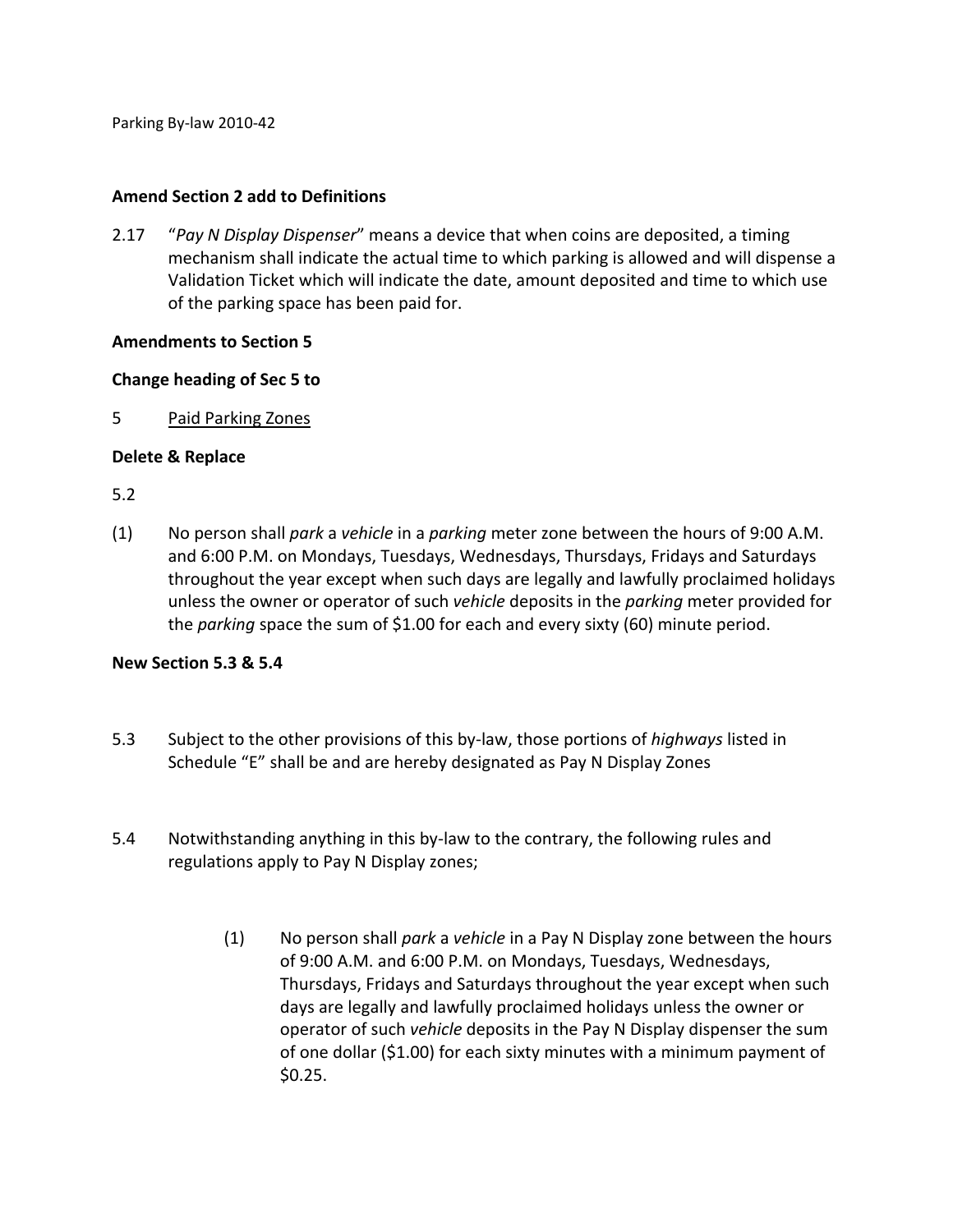Parking By-law 2010-42

**Amend Section 2 add to Definitions**

2.17 "*Pay N Display Dispenser*" means a device that when coins are deposited, a timing mechanism shall indicate the actual time to which parking is allowed and will dispense a Validation Ticket which will indicate the date, amount deposited and time to which use of the parking space has been paid for.

**Amendments to Section 5**

**Change heading of Sec 5 to**

5 Paid Parking Zones

**Delete & Replace**

5.2

(1) No person shall *park* a *vehicle* in a *parking* meter zone between the hours of 9:00 A.M. and 6:00 P.M. on Mondays, Tuesdays, Wednesdays, Thursdays, Fridays and Saturdays throughout the year except when such days are legally and lawfully proclaimed holidays unless the owner or operator of such *vehicle* deposits in the *parking* meter provided for the *parking* space the sum of $1.00 for each and every sixty (60) minute period.

**New Section 5.3 & 5.4**

5.3 Subject to the other provisions of this by-law, those portions of *highways* listed in Schedule "E" shall be and are hereby designated as Pay N Display Zones

5.4 Notwithstanding anything in this by-law to the contrary, the following rules and regulations apply to Pay N Display zones;

(1) No person shall *park* a *vehicle* in a Pay N Display zone between the hours of 9:00 A.M. and 6:00 P.M. on Mondays, Tuesdays, Wednesdays, Thursdays, Fridays and Saturdays throughout the year except when such days are legally and lawfully proclaimed holidays unless the owner or operator of such *vehicle* deposits in the Pay N Display dispenser the sum of one dollar ($1.00) for each sixty minutes with a minimum payment of $0.25.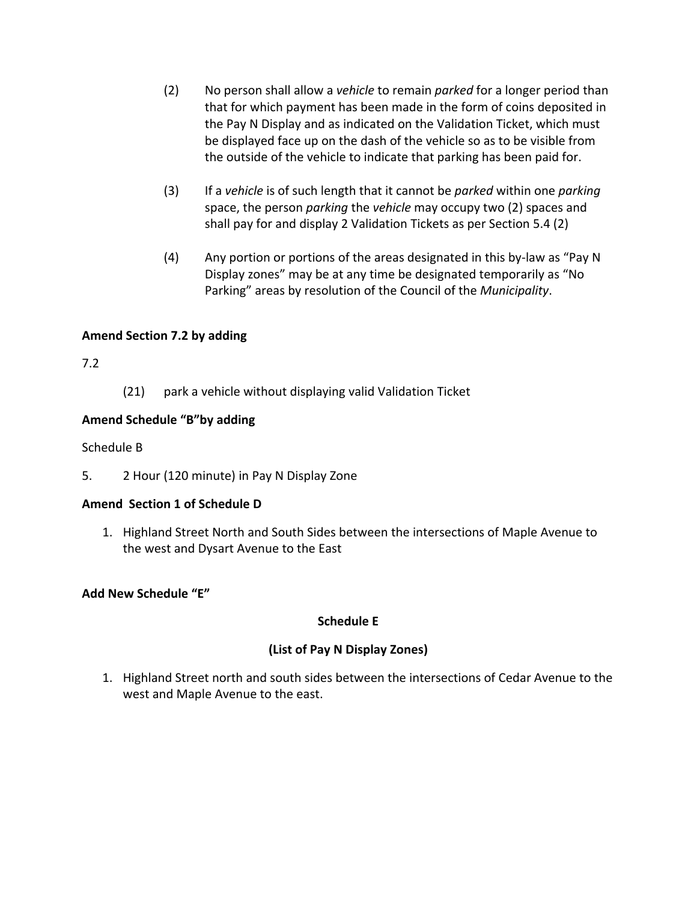(2) No person shall allow a *vehicle* to remain *parked* for a longer period than that for which payment has been made in the form of coins deposited in the Pay N Display and as indicated on the Validation Ticket, which must be displayed face up on the dash of the vehicle so as to be visible from the outside of the vehicle to indicate that parking has been paid for.

(3) If a *vehicle* is of such length that it cannot be *parked* within one *parking* space, the person *parking* the *vehicle* may occupy two (2) spaces and shall pay for and display 2 Validation Tickets as per Section 5.4 (2)

(4) Any portion or portions of the areas designated in this by-law as "Pay N Display zones" may be at any time be designated temporarily as "No Parking" areas by resolution of the Council of the *Municipality*.

**Amend Section 7.2 by adding**

7.2

(21) park a vehicle without displaying valid Validation Ticket

**Amend Schedule "B"by adding**

Schedule B

5. 2 Hour (120 minute) in Pay N Display Zone

**Amend Section 1 of Schedule D**

1. Highland Street North and South Sides between the intersections of Maple Avenue to the west and Dysart Avenue to the East

**Add New Schedule "E"**

**Schedule E**

**(List of Pay N Display Zones)**

1. Highland Street north and south sides between the intersections of Cedar Avenue to the west and Maple Avenue to the east.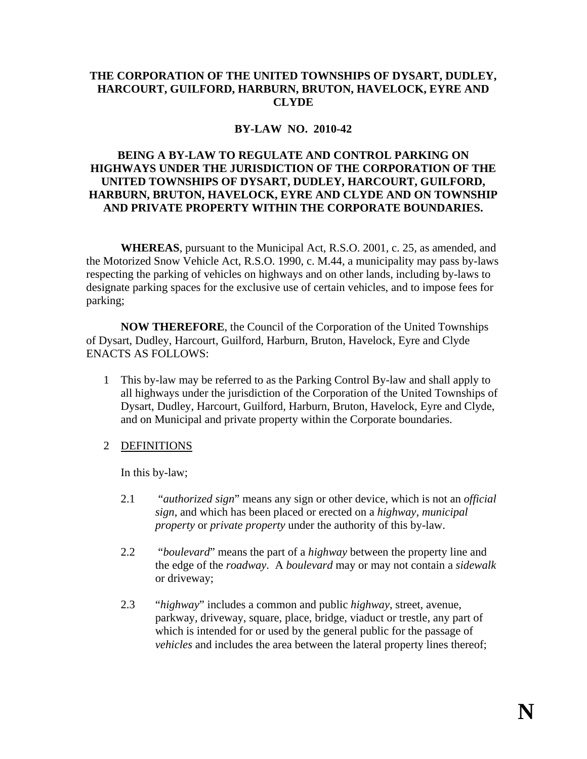**THE CORPORATION OF THE UNITED TOWNSHIPS OF DYSART, DUDLEY, HARCOURT, GUILFORD, HARBURN, BRUTON, HAVELOCK, EYRE AND CLYDE**

**BY-LAW NO. 2010-42**

**BEING A BY-LAW TO REGULATE AND CONTROL PARKING ON HIGHWAYS UNDER THE JURISDICTION OF THE CORPORATION OF THE UNITED TOWNSHIPS OF DYSART, DUDLEY, HARCOURT, GUILFORD, HARBURN, BRUTON, HAVELOCK, EYRE AND CLYDE AND ON TOWNSHIP AND PRIVATE PROPERTY WITHIN THE CORPORATE BOUNDARIES.**

**WHEREAS**, pursuant to the Municipal Act, R.S.O. 2001, c. 25, as amended, and the Motorized Snow Vehicle Act, R.S.O. 1990, c. M.44, a municipality may pass by-laws respecting the parking of vehicles on highways and on other lands, including by-laws to designate parking spaces for the exclusive use of certain vehicles, and to impose fees for parking;

**NOW THEREFORE**, the Council of the Corporation of the United Townships of Dysart, Dudley, Harcourt, Guilford, Harburn, Bruton, Havelock, Eyre and Clyde ENACTS AS FOLLOWS:

1 This by-law may be referred to as the Parking Control By-law and shall apply to all highways under the jurisdiction of the Corporation of the United Townships of Dysart, Dudley, Harcourt, Guilford, Harburn, Bruton, Havelock, Eyre and Clyde, and on Municipal and private property within the Corporate boundaries.

2 DEFINITIONS

In this by-law;

2.1 "*authorized sign*" means any sign or other device, which is not an *official sign*, and which has been placed or erected on a *highway, municipal property* or *private property* under the authority of this by-law.

2.2 "*boulevard*" means the part of a *highway* between the property line and the edge of the *roadway*. A *boulevard* may or may not contain a *sidewalk* or driveway;

2.3 "*highway*" includes a common and public *highway*, street, avenue, parkway, driveway, square, place, bridge, viaduct or trestle, any part of which is intended for or used by the general public for the passage of *vehicles* and includes the area between the lateral property lines thereof;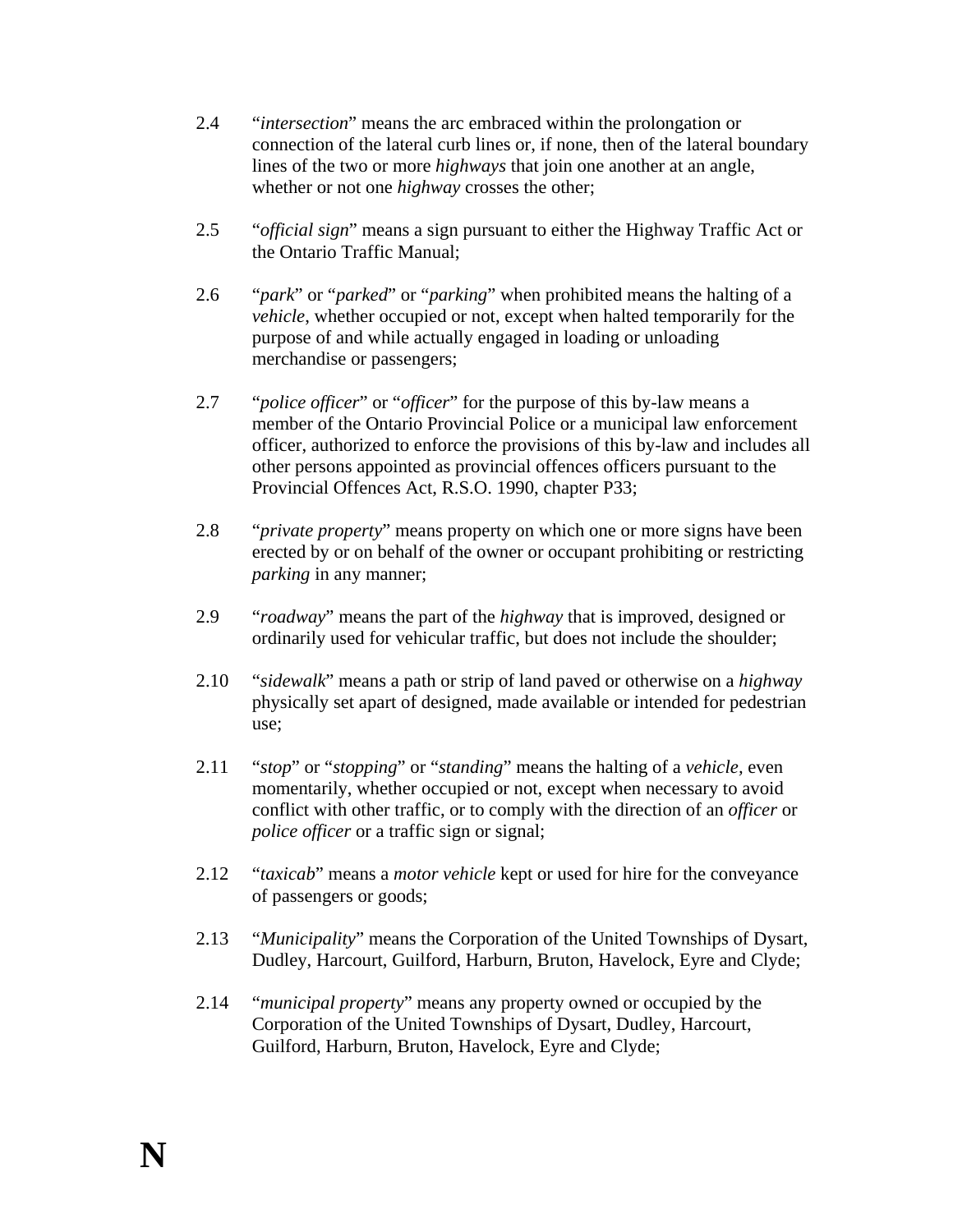2.4 "*intersection*" means the arc embraced within the prolongation or connection of the lateral curb lines or, if none, then of the lateral boundary lines of the two or more *highways* that join one another at an angle, whether or not one *highway* crosses the other;

2.5 "*official sign*" means a sign pursuant to either the Highway Traffic Act or the Ontario Traffic Manual;

2.6 "*park*" or "*parked*" or "*parking*" when prohibited means the halting of a *vehicle*, whether occupied or not, except when halted temporarily for the purpose of and while actually engaged in loading or unloading merchandise or passengers;

2.7 "*police officer*" or "*officer*" for the purpose of this by-law means a member of the Ontario Provincial Police or a municipal law enforcement officer, authorized to enforce the provisions of this by-law and includes all other persons appointed as provincial offences officers pursuant to the Provincial Offences Act, R.S.O. 1990, chapter P33;

2.8 "*private property*" means property on which one or more signs have been erected by or on behalf of the owner or occupant prohibiting or restricting *parking* in any manner;

2.9 "*roadway*" means the part of the *highway* that is improved, designed or ordinarily used for vehicular traffic, but does not include the shoulder;

2.10 "*sidewalk*" means a path or strip of land paved or otherwise on a *highway* physically set apart of designed, made available or intended for pedestrian use;

2.11 "*stop*" or "*stopping*" or "*standing*" means the halting of a *vehicle*, even momentarily, whether occupied or not, except when necessary to avoid conflict with other traffic, or to comply with the direction of an *officer* or *police officer* or a traffic sign or signal;

2.12 "*taxicab*" means a *motor vehicle* kept or used for hire for the conveyance of passengers or goods;

2.13 "*Municipality*" means the Corporation of the United Townships of Dysart, Dudley, Harcourt, Guilford, Harburn, Bruton, Havelock, Eyre and Clyde;

2.14 "*municipal property*" means any property owned or occupied by the Corporation of the United Townships of Dysart, Dudley, Harcourt, Guilford, Harburn, Bruton, Havelock, Eyre and Clyde;

**N**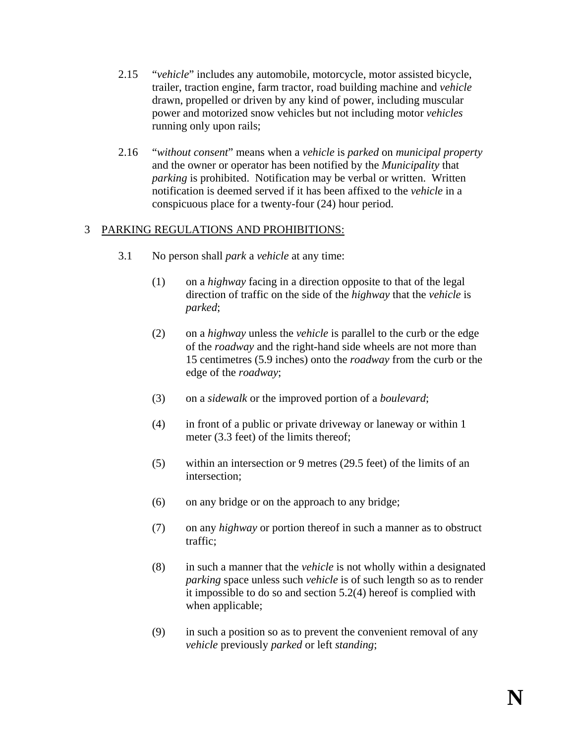2.15 "*vehicle*" includes any automobile, motorcycle, motor assisted bicycle, trailer, traction engine, farm tractor, road building machine and *vehicle* drawn, propelled or driven by any kind of power, including muscular power and motorized snow vehicles but not including motor *vehicles* running only upon rails;

2.16 "*without consent*" means when a *vehicle* is *parked* on *municipal property* and the owner or operator has been notified by the *Municipality* that *parking* is prohibited. Notification may be verbal or written. Written notification is deemed served if it has been affixed to the *vehicle* in a conspicuous place for a twenty-four (24) hour period.

## 3 PARKING REGULATIONS AND PROHIBITIONS:

3.1 No person shall *park* a *vehicle* at any time:

(1) on a *highway* facing in a direction opposite to that of the legal direction of traffic on the side of the *highway* that the *vehicle* is *parked*;

(2) on a *highway* unless the *vehicle* is parallel to the curb or the edge of the *roadway* and the right-hand side wheels are not more than 15 centimetres (5.9 inches) onto the *roadway* from the curb or the edge of the *roadway*;

(3) on a *sidewalk* or the improved portion of a *boulevard*;

(4) in front of a public or private driveway or laneway or within 1 meter (3.3 feet) of the limits thereof;

(5) within an intersection or 9 metres (29.5 feet) of the limits of an intersection;

(6) on any bridge or on the approach to any bridge;

(7) on any *highway* or portion thereof in such a manner as to obstruct traffic;

(8) in such a manner that the *vehicle* is not wholly within a designated *parking* space unless such *vehicle* is of such length so as to render it impossible to do so and section 5.2(4) hereof is complied with when applicable;

(9) in such a position so as to prevent the convenient removal of any *vehicle* previously *parked* or left *standing*;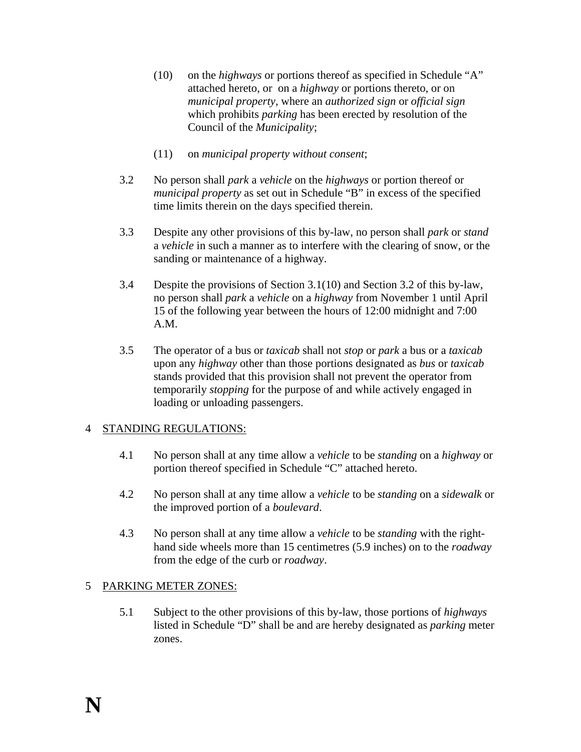(10) on the *highways* or portions thereof as specified in Schedule "A" attached hereto, or on a *highway* or portions thereto, or on *municipal property*, where an *authorized sign* or *official sign* which prohibits *parking* has been erected by resolution of the Council of the *Municipality*;

(11) on *municipal property without consent*;

3.2 No person shall *park* a *vehicle* on the *highways* or portion thereof or *municipal property* as set out in Schedule "B" in excess of the specified time limits therein on the days specified therein.

3.3 Despite any other provisions of this by-law, no person shall *park* or *stand* a *vehicle* in such a manner as to interfere with the clearing of snow, or the sanding or maintenance of a highway.

3.4 Despite the provisions of Section 3.1(10) and Section 3.2 of this by-law, no person shall *park* a *vehicle* on a *highway* from November 1 until April 15 of the following year between the hours of 12:00 midnight and 7:00 A.M.

3.5 The operator of a bus or *taxicab* shall not *stop* or *park* a bus or a *taxicab* upon any *highway* other than those portions designated as *bus* or *taxicab* stands provided that this provision shall not prevent the operator from temporarily *stopping* for the purpose of and while actively engaged in loading or unloading passengers.

## 4 STANDING REGULATIONS:

4.1 No person shall at any time allow a *vehicle* to be *standing* on a *highway* or portion thereof specified in Schedule "C" attached hereto.

4.2 No person shall at any time allow a *vehicle* to be *standing* on a *sidewalk* or the improved portion of a *boulevard*.

4.3 No person shall at any time allow a *vehicle* to be *standing* with the right-hand side wheels more than 15 centimetres (5.9 inches) on to the *roadway* from the edge of the curb or *roadway*.

## 5 PARKING METER ZONES:

5.1 Subject to the other provisions of this by-law, those portions of *highways* listed in Schedule "D" shall be and are hereby designated as *parking* meter zones.

**N**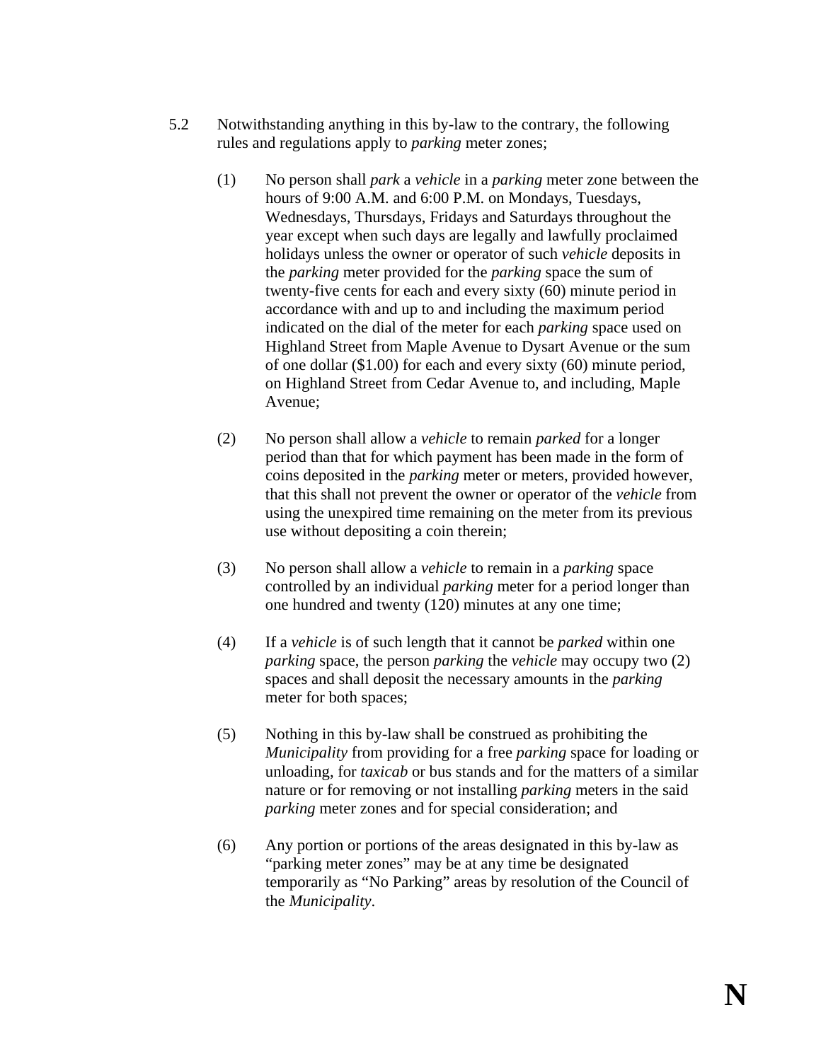5.2 Notwithstanding anything in this by-law to the contrary, the following rules and regulations apply to *parking* meter zones;

(1) No person shall *park* a *vehicle* in a *parking* meter zone between the hours of 9:00 A.M. and 6:00 P.M. on Mondays, Tuesdays, Wednesdays, Thursdays, Fridays and Saturdays throughout the year except when such days are legally and lawfully proclaimed holidays unless the owner or operator of such *vehicle* deposits in the *parking* meter provided for the *parking* space the sum of twenty-five cents for each and every sixty (60) minute period in accordance with and up to and including the maximum period indicated on the dial of the meter for each *parking* space used on Highland Street from Maple Avenue to Dysart Avenue or the sum of one dollar ($1.00) for each and every sixty (60) minute period, on Highland Street from Cedar Avenue to, and including, Maple Avenue;

(2) No person shall allow a *vehicle* to remain *parked* for a longer period than that for which payment has been made in the form of coins deposited in the *parking* meter or meters, provided however, that this shall not prevent the owner or operator of the *vehicle* from using the unexpired time remaining on the meter from its previous use without depositing a coin therein;

(3) No person shall allow a *vehicle* to remain in a *parking* space controlled by an individual *parking* meter for a period longer than one hundred and twenty (120) minutes at any one time;

(4) If a *vehicle* is of such length that it cannot be *parked* within one *parking* space, the person *parking* the *vehicle* may occupy two (2) spaces and shall deposit the necessary amounts in the *parking* meter for both spaces;

(5) Nothing in this by-law shall be construed as prohibiting the *Municipality* from providing for a free *parking* space for loading or unloading, for *taxicab* or bus stands and for the matters of a similar nature or for removing or not installing *parking* meters in the said *parking* meter zones and for special consideration; and

(6) Any portion or portions of the areas designated in this by-law as "parking meter zones" may be at any time be designated temporarily as "No Parking" areas by resolution of the Council of the *Municipality*.

**N**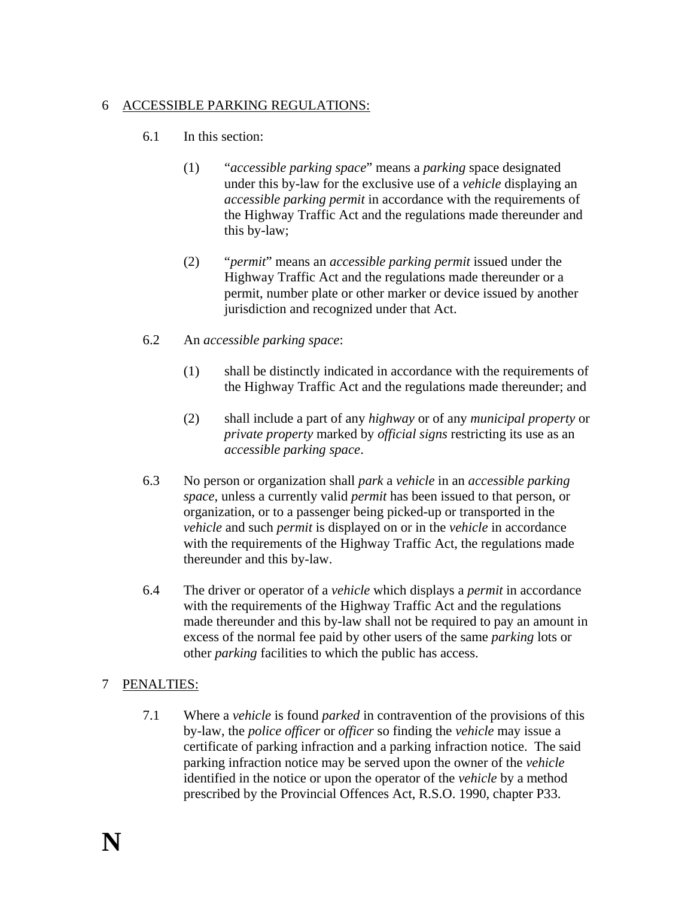## 6 <u>ACCESSIBLE PARKING REGULATIONS:</u>

6.1 In this section:

(1) "*accessible parking space*" means a *parking* space designated under this by-law for the exclusive use of a *vehicle* displaying an *accessible parking permit* in accordance with the requirements of the Highway Traffic Act and the regulations made thereunder and this by-law;

(2) "*permit*" means an *accessible parking permit* issued under the Highway Traffic Act and the regulations made thereunder or a permit, number plate or other marker or device issued by another jurisdiction and recognized under that Act.

6.2 An *accessible parking space*:

(1) shall be distinctly indicated in accordance with the requirements of the Highway Traffic Act and the regulations made thereunder; and

(2) shall include a part of any *highway* or of any *municipal property* or *private property* marked by *official signs* restricting its use as an *accessible parking space*.

6.3 No person or organization shall *park* a *vehicle* in an *accessible parking space*, unless a currently valid *permit* has been issued to that person, or organization, or to a passenger being picked-up or transported in the *vehicle* and such *permit* is displayed on or in the *vehicle* in accordance with the requirements of the Highway Traffic Act, the regulations made thereunder and this by-law.

6.4 The driver or operator of a *vehicle* which displays a *permit* in accordance with the requirements of the Highway Traffic Act and the regulations made thereunder and this by-law shall not be required to pay an amount in excess of the normal fee paid by other users of the same *parking* lots or other *parking* facilities to which the public has access.

## 7 <u>PENALTIES:</u>

7.1 Where a *vehicle* is found *parked* in contravention of the provisions of this by-law, the *police officer* or *officer* so finding the *vehicle* may issue a certificate of parking infraction and a parking infraction notice. The said parking infraction notice may be served upon the owner of the *vehicle* identified in the notice or upon the operator of the *vehicle* by a method prescribed by the Provincial Offences Act, R.S.O. 1990, chapter P33.

**N**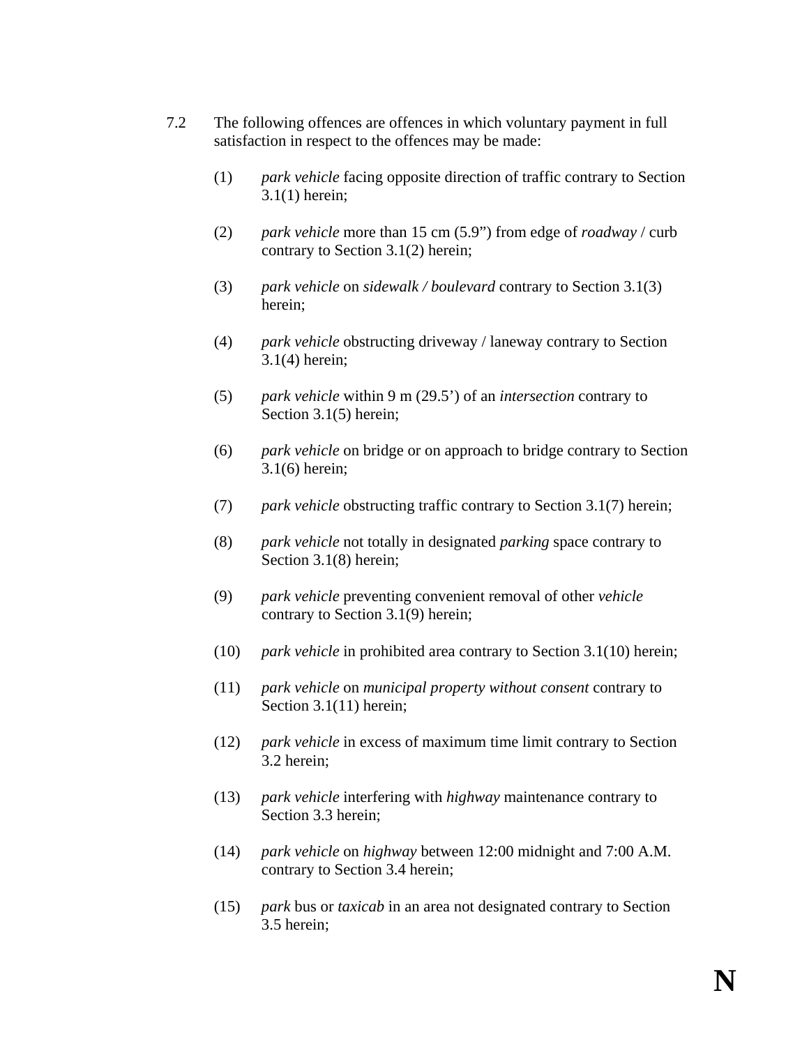7.2 The following offences are offences in which voluntary payment in full satisfaction in respect to the offences may be made:

(1) *park vehicle* facing opposite direction of traffic contrary to Section 3.1(1) herein;

(2) *park vehicle* more than 15 cm (5.9”) from edge of *roadway* / curb contrary to Section 3.1(2) herein;

(3) *park vehicle* on *sidewalk / boulevard* contrary to Section 3.1(3) herein;

(4) *park vehicle* obstructing driveway / laneway contrary to Section 3.1(4) herein;

(5) *park vehicle* within 9 m (29.5’) of an *intersection* contrary to Section 3.1(5) herein;

(6) *park vehicle* on bridge or on approach to bridge contrary to Section 3.1(6) herein;

(7) *park vehicle* obstructing traffic contrary to Section 3.1(7) herein;

(8) *park vehicle* not totally in designated *parking* space contrary to Section 3.1(8) herein;

(9) *park vehicle* preventing convenient removal of other *vehicle* contrary to Section 3.1(9) herein;

(10) *park vehicle* in prohibited area contrary to Section 3.1(10) herein;

(11) *park vehicle* on *municipal property without consent* contrary to Section 3.1(11) herein;

(12) *park vehicle* in excess of maximum time limit contrary to Section 3.2 herein;

(13) *park vehicle* interfering with *highway* maintenance contrary to Section 3.3 herein;

(14) *park vehicle* on *highway* between 12:00 midnight and 7:00 A.M. contrary to Section 3.4 herein;

(15) *park* bus or *taxicab* in an area not designated contrary to Section 3.5 herein;

**N**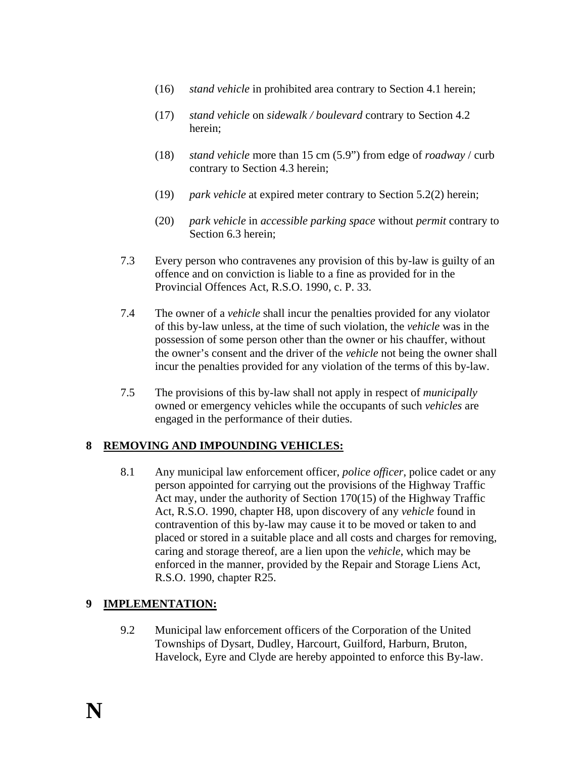(16) *stand vehicle* in prohibited area contrary to Section 4.1 herein;

(17) *stand vehicle* on *sidewalk / boulevard* contrary to Section 4.2 herein;

(18) *stand vehicle* more than 15 cm (5.9") from edge of *roadway* / curb contrary to Section 4.3 herein;

(19) *park vehicle* at expired meter contrary to Section 5.2(2) herein;

(20) *park vehicle* in *accessible parking space* without *permit* contrary to Section 6.3 herein;

7.3 Every person who contravenes any provision of this by-law is guilty of an offence and on conviction is liable to a fine as provided for in the Provincial Offences Act, R.S.O. 1990, c. P. 33.

7.4 The owner of a *vehicle* shall incur the penalties provided for any violator of this by-law unless, at the time of such violation, the *vehicle* was in the possession of some person other than the owner or his chauffer, without the owner's consent and the driver of the *vehicle* not being the owner shall incur the penalties provided for any violation of the terms of this by-law.

7.5 The provisions of this by-law shall not apply in respect of *municipally* owned or emergency vehicles while the occupants of such *vehicles* are engaged in the performance of their duties.

## 8 REMOVING AND IMPOUNDING VEHICLES:

8.1 Any municipal law enforcement officer, *police officer*, police cadet or any person appointed for carrying out the provisions of the Highway Traffic Act may, under the authority of Section 170(15) of the Highway Traffic Act, R.S.O. 1990, chapter H8, upon discovery of any *vehicle* found in contravention of this by-law may cause it to be moved or taken to and placed or stored in a suitable place and all costs and charges for removing, caring and storage thereof, are a lien upon the *vehicle*, which may be enforced in the manner, provided by the Repair and Storage Liens Act, R.S.O. 1990, chapter R25.

## 9 IMPLEMENTATION:

9.2 Municipal law enforcement officers of the Corporation of the United Townships of Dysart, Dudley, Harcourt, Guilford, Harburn, Bruton, Havelock, Eyre and Clyde are hereby appointed to enforce this By-law.

**N**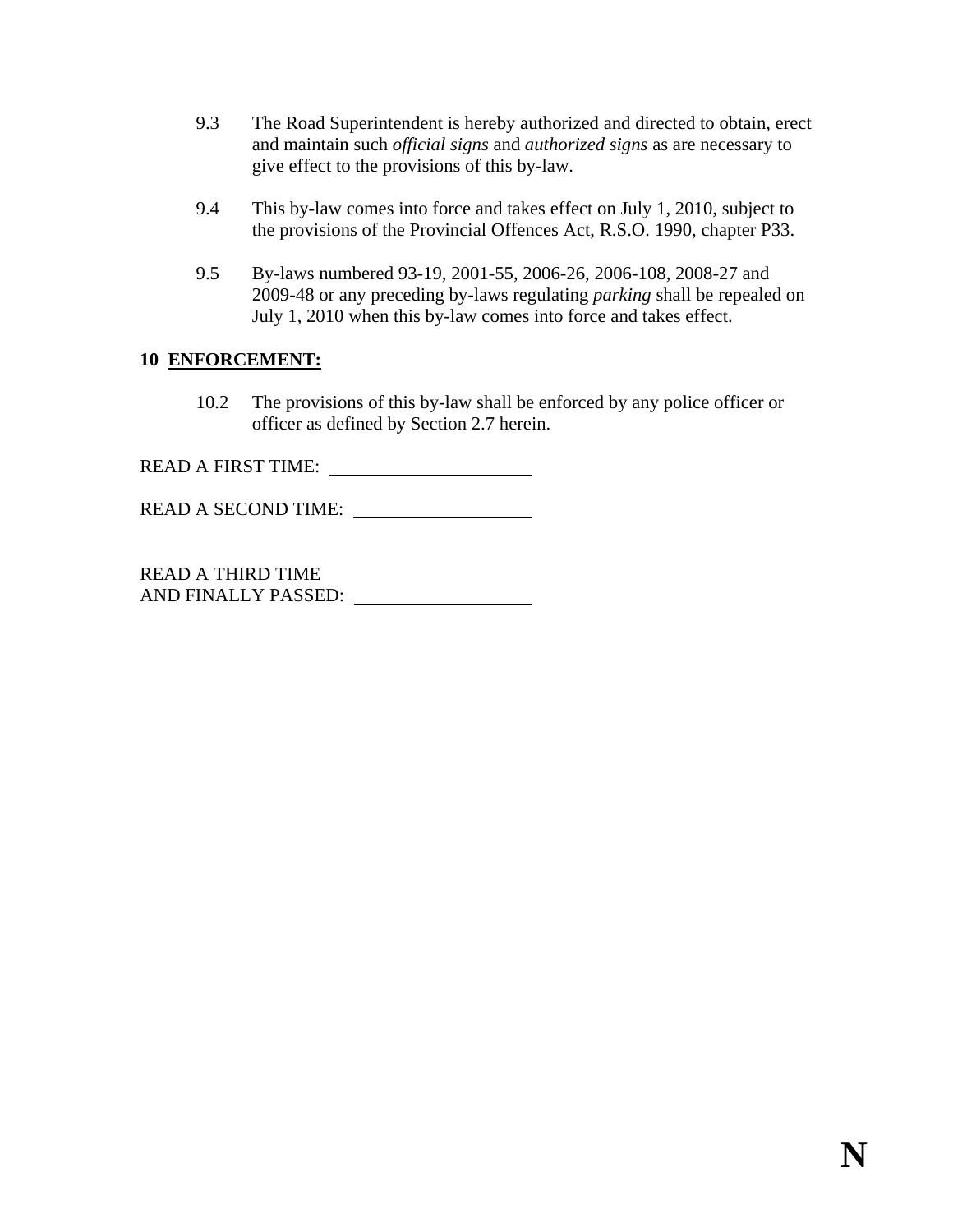9.3 The Road Superintendent is hereby authorized and directed to obtain, erect and maintain such *official signs* and *authorized signs* as are necessary to give effect to the provisions of this by-law.

9.4 This by-law comes into force and takes effect on July 1, 2010, subject to the provisions of the Provincial Offences Act, R.S.O. 1990, chapter P33.

9.5 By-laws numbered 93-19, 2001-55, 2006-26, 2006-108, 2008-27 and 2009-48 or any preceding by-laws regulating *parking* shall be repealed on July 1, 2010 when this by-law comes into force and takes effect.

**10 ENFORCEMENT:**

10.2 The provisions of this by-law shall be enforced by any police officer or officer as defined by Section 2.7 herein.

READ A FIRST TIME: ____________________

READ A SECOND TIME: ____________________

READ A THIRD TIME
AND FINALLY PASSED: ____________________

**N**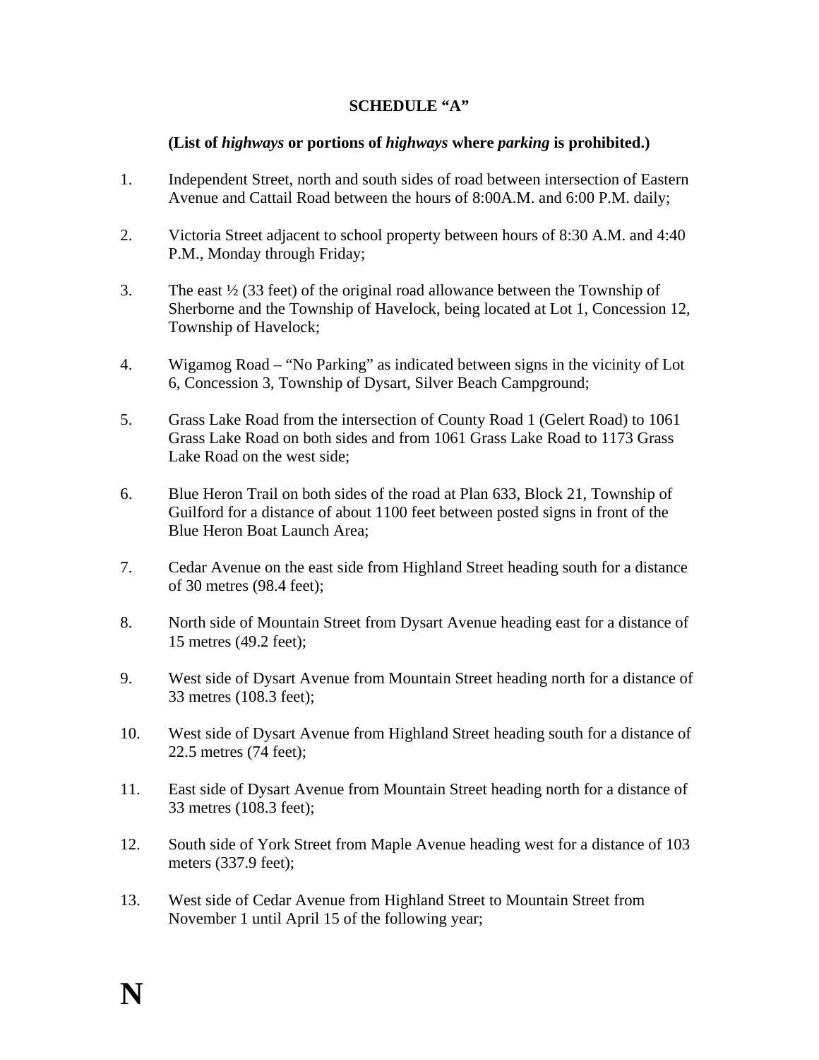**SCHEDULE "A"**

**(List of *highways* or portions of *highways* where *parking* is prohibited.)**

1. Independent Street, north and south sides of road between intersection of Eastern Avenue and Cattail Road between the hours of 8:00A.M. and 6:00 P.M. daily;

2. Victoria Street adjacent to school property between hours of 8:30 A.M. and 4:40 P.M., Monday through Friday;

3. The east ½ (33 feet) of the original road allowance between the Township of Sherborne and the Township of Havelock, being located at Lot 1, Concession 12, Township of Havelock;

4. Wigamog Road – "No Parking" as indicated between signs in the vicinity of Lot 6, Concession 3, Township of Dysart, Silver Beach Campground;

5. Grass Lake Road from the intersection of County Road 1 (Gelert Road) to 1061 Grass Lake Road on both sides and from 1061 Grass Lake Road to 1173 Grass Lake Road on the west side;

6. Blue Heron Trail on both sides of the road at Plan 633, Block 21, Township of Guilford for a distance of about 1100 feet between posted signs in front of the Blue Heron Boat Launch Area;

7. Cedar Avenue on the east side from Highland Street heading south for a distance of 30 metres (98.4 feet);

8. North side of Mountain Street from Dysart Avenue heading east for a distance of 15 metres (49.2 feet);

9. West side of Dysart Avenue from Mountain Street heading north for a distance of 33 metres (108.3 feet);

10. West side of Dysart Avenue from Highland Street heading south for a distance of 22.5 metres (74 feet);

11. East side of Dysart Avenue from Mountain Street heading north for a distance of 33 metres (108.3 feet);

12. South side of York Street from Maple Avenue heading west for a distance of 103 meters (337.9 feet);

13. West side of Cedar Avenue from Highland Street to Mountain Street from November 1 until April 15 of the following year;

**N**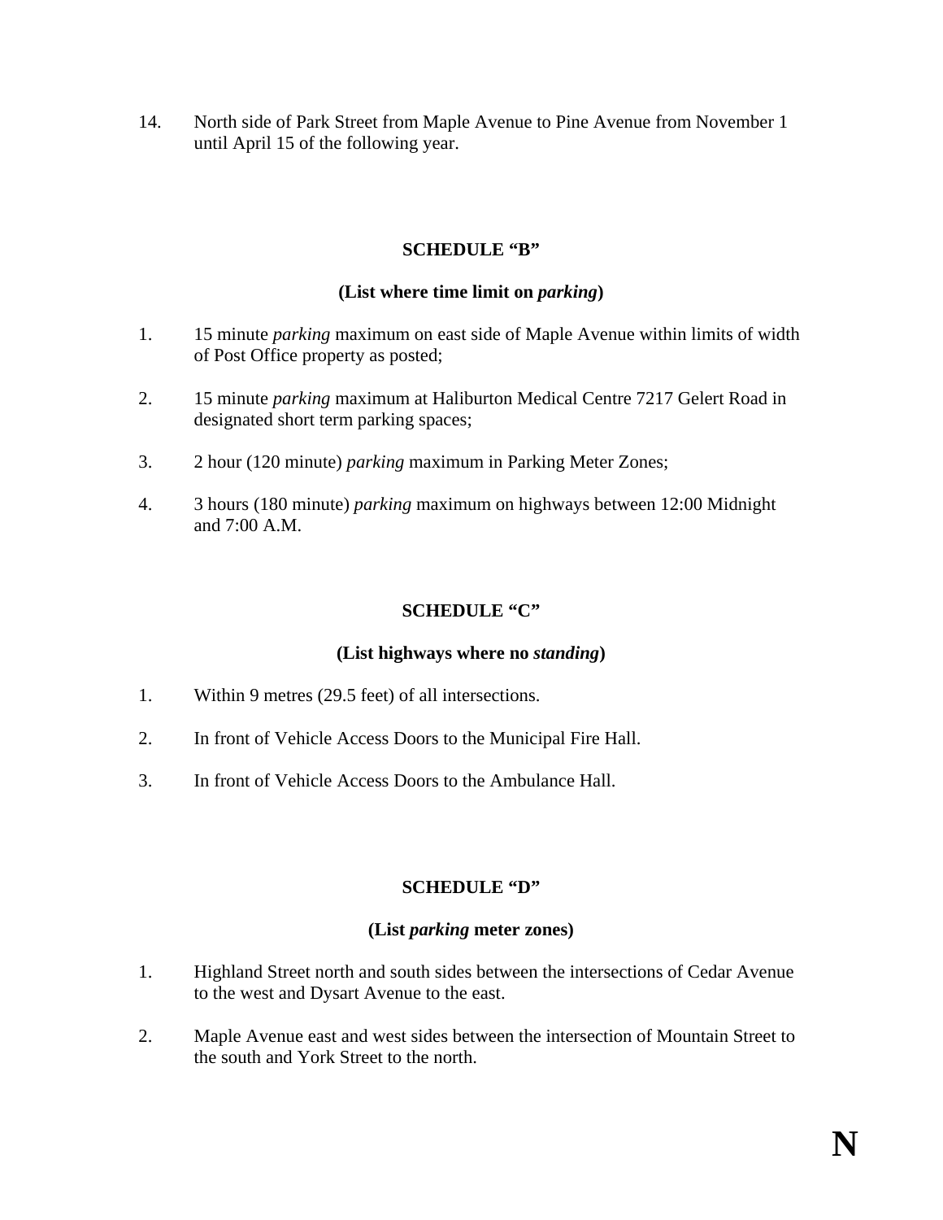14. North side of Park Street from Maple Avenue to Pine Avenue from November 1 until April 15 of the following year.

## SCHEDULE "B"

### (List where time limit on *parking*)

1. 15 minute *parking* maximum on east side of Maple Avenue within limits of width of Post Office property as posted;

2. 15 minute *parking* maximum at Haliburton Medical Centre 7217 Gelert Road in designated short term parking spaces;

3. 2 hour (120 minute) *parking* maximum in Parking Meter Zones;

4. 3 hours (180 minute) *parking* maximum on highways between 12:00 Midnight and 7:00 A.M.

## SCHEDULE "C"

### (List highways where no *standing*)

1. Within 9 metres (29.5 feet) of all intersections.

2. In front of Vehicle Access Doors to the Municipal Fire Hall.

3. In front of Vehicle Access Doors to the Ambulance Hall.

## SCHEDULE "D"

### (List *parking* meter zones)

1. Highland Street north and south sides between the intersections of Cedar Avenue to the west and Dysart Avenue to the east.

2. Maple Avenue east and west sides between the intersection of Mountain Street to the south and York Street to the north.

**N**